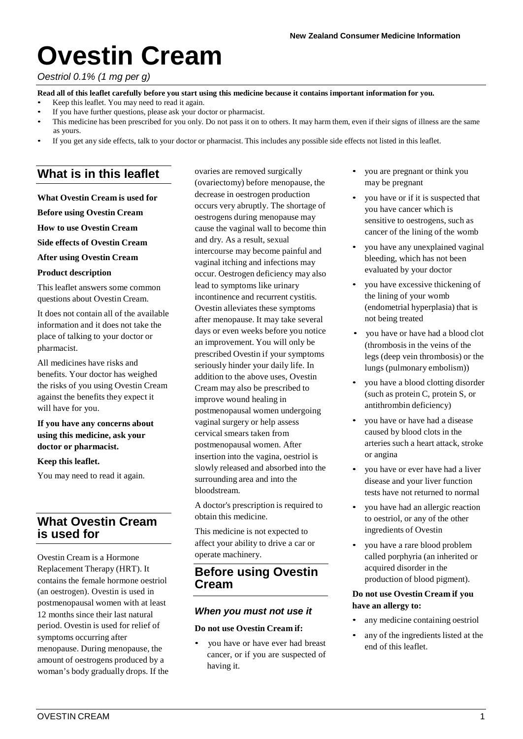New Zealand Consumer Medicine Information

# Ovestin Cream

*Oestriol 0.1% (1 mg per g)*

**Read all of this leaflet carefully before you start using this medicine because it contains important information for you.**

- Keep this leaflet. You may need to read it again.
- If you have further questions, please ask your doctor or pharmacist.
- This medicine has been prescribed for you only. Do not pass it on to others. It may harm them, even if their signs of illness are the same as yours.
- If you get any side effects, talk to your doctor or pharmacist. This includes any possible side effects not listed in this leaflet.

## What is in this leaflet

**What Ovestin Cream is used for**

**Before using Ovestin Cream**

**How to use Ovestin Cream**

**Side effects of Ovestin Cream**

**After using Ovestin Cream**

**Product description**

This leaflet answers some common questions about Ovestin Cream.

It does not contain all of the available information and it does not take the place of talking to your doctor or pharmacist.

All medicines have risks and benefits. Your doctor has weighed the risks of you using Ovestin Cream against the benefits they expect it will have for you.

**If you have any concerns about using this medicine, ask your doctor or pharmacist.**

**Keep this leaflet.**

You may need to read it again.

## What Ovestin Cream is used for

Ovestin Cream is a Hormone Replacement Therapy (HRT). It contains the female hormone oestriol (an oestrogen). Ovestin is used in postmenopausal women with at least 12 months since their last natural period. Ovestin is used for relief of symptoms occurring after menopause. During menopause, the amount of oestrogens produced by a woman's body gradually drops. If the ovaries are removed surgically (ovariectomy) before menopause, the decrease in oestrogen production occurs very abruptly. The shortage of oestrogens during menopause may cause the vaginal wall to become thin and dry. As a result, sexual intercourse may become painful and vaginal itching and infections may occur. Oestrogen deficiency may also lead to symptoms like urinary incontinence and recurrent cystitis. Ovestin alleviates these symptoms after menopause. It may take several days or even weeks before you notice an improvement. You will only be prescribed Ovestin if your symptoms seriously hinder your daily life. In addition to the above uses, Ovestin Cream may also be prescribed to improve wound healing in postmenopausal women undergoing vaginal surgery or help assess cervical smears taken from postmenopausal women. After insertion into the vagina, oestriol is slowly released and absorbed into the surrounding area and into the bloodstream.

A doctor's prescription is required to obtain this medicine.

This medicine is not expected to affect your ability to drive a car or operate machinery.

## Before using Ovestin Cream

### *When you must not use it*

**Do not use Ovestin Cream if:**

- you have or have ever had breast cancer, or if you are suspected of having it.
- you are pregnant or think you may be pregnant
- you have or if it is suspected that you have cancer which is sensitive to oestrogens, such as cancer of the lining of the womb
- you have any unexplained vaginal bleeding, which has not been evaluated by your doctor
- you have excessive thickening of the lining of your womb (endometrial hyperplasia) that is not being treated
- you have or have had a blood clot (thrombosis in the veins of the legs (deep vein thrombosis) or the lungs (pulmonary embolism))
- you have a blood clotting disorder (such as protein C, protein S, or antithrombin deficiency)
- you have or have had a disease caused by blood clots in the arteries such a heart attack, stroke or angina
- you have or ever have had a liver disease and your liver function tests have not returned to normal
- you have had an allergic reaction to oestriol, or any of the other ingredients of Ovestin
- you have a rare blood problem called porphyria (an inherited or acquired disorder in the production of blood pigment).

**Do not use Ovestin Cream if you have an allergy to:**

- any medicine containing oestriol
- any of the ingredients listed at the end of this leaflet.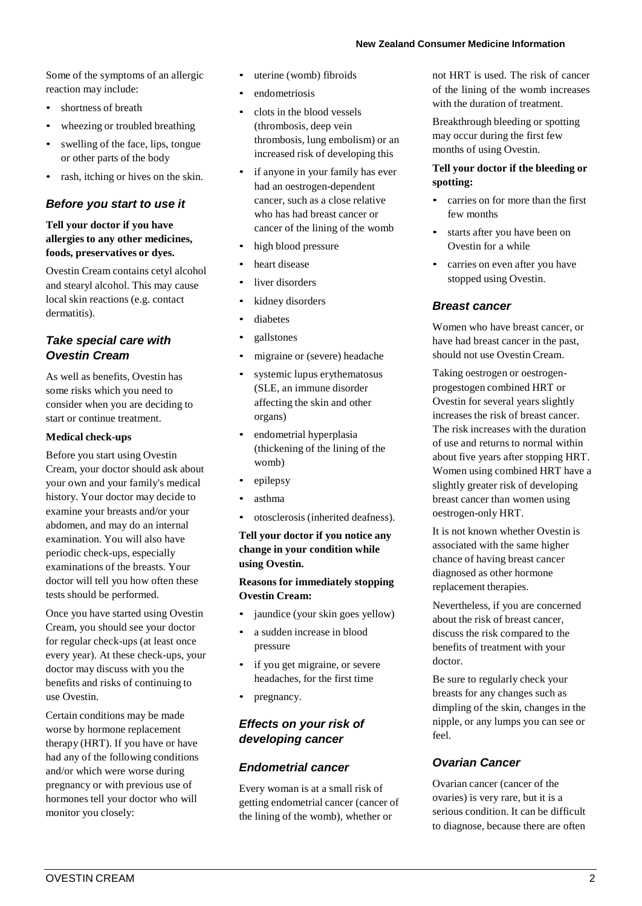Some of the symptoms of an allergic reaction may include:

- shortness of breath
- wheezing or troubled breathing
- swelling of the face, lips, tongue or other parts of the body
- rash, itching or hives on the skin.

### *Before you start to use it*

**Tell your doctor if you have allergies to any other medicines, foods, preservatives or dyes.**

Ovestin Cream contains cetyl alcohol and stearyl alcohol. This may cause local skin reactions (e.g. contact dermatitis).

### *Take special care with Ovestin Cream*

As well as benefits, Ovestin has some risks which you need to consider when you are deciding to start or continue treatment.

**Medical check-ups**

Before you start using Ovestin Cream, your doctor should ask about your own and your family's medical history. Your doctor may decide to examine your breasts and/or your abdomen, and may do an internal examination. You will also have periodic check-ups, especially examinations of the breasts. Your doctor will tell you how often these tests should be performed.

Once you have started using Ovestin Cream, you should see your doctor for regular check-ups (at least once every year). At these check-ups, your doctor may discuss with you the benefits and risks of continuing to use Ovestin.

Certain conditions may be made worse by hormone replacement therapy (HRT). If you have or have had any of the following conditions and/or which were worse during pregnancy or with previous use of hormones tell your doctor who will monitor you closely:

- uterine (womb) fibroids
- endometriosis
- clots in the blood vessels (thrombosis, deep vein thrombosis, lung embolism) or an increased risk of developing this
- if anyone in your family has ever had an oestrogen-dependent cancer, such as a close relative who has had breast cancer or cancer of the lining of the womb
- high blood pressure
- heart disease
- liver disorders
- kidney disorders
- diabetes
- gallstones
- migraine or (severe) headache
- systemic lupus erythematosus (SLE, an immune disorder affecting the skin and other organs)
- endometrial hyperplasia (thickening of the lining of the womb)
- epilepsy
- asthma
- otosclerosis (inherited deafness).

**Tell your doctor if you notice any change in your condition while using Ovestin.**

**Reasons for immediately stopping Ovestin Cream:**

- jaundice (your skin goes yellow)
- a sudden increase in blood pressure
- if you get migraine, or severe headaches, for the first time
- pregnancy.

### *Effects on your risk of developing cancer*

### *Endometrial cancer*

Every woman is at a small risk of getting endometrial cancer (cancer of the lining of the womb), whether or not HRT is used. The risk of cancer of the lining of the womb increases with the duration of treatment.

Breakthrough bleeding or spotting may occur during the first few months of using Ovestin.

**Tell your doctor if the bleeding or spotting:**

- carries on for more than the first few months
- starts after you have been on Ovestin for a while
- carries on even after you have stopped using Ovestin.

### *Breast cancer*

Women who have breast cancer, or have had breast cancer in the past, should not use Ovestin Cream.

Taking oestrogen or oestrogen-progestogen combined HRT or Ovestin for several years slightly increases the risk of breast cancer. The risk increases with the duration of use and returns to normal within about five years after stopping HRT. Women using combined HRT have a slightly greater risk of developing breast cancer than women using oestrogen-only HRT.

It is not known whether Ovestin is associated with the same higher chance of having breast cancer diagnosed as other hormone replacement therapies.

Nevertheless, if you are concerned about the risk of breast cancer, discuss the risk compared to the benefits of treatment with your doctor.

Be sure to regularly check your breasts for any changes such as dimpling of the skin, changes in the nipple, or any lumps you can see or feel.

### *Ovarian Cancer*

Ovarian cancer (cancer of the ovaries) is very rare, but it is a serious condition. It can be difficult to diagnose, because there are often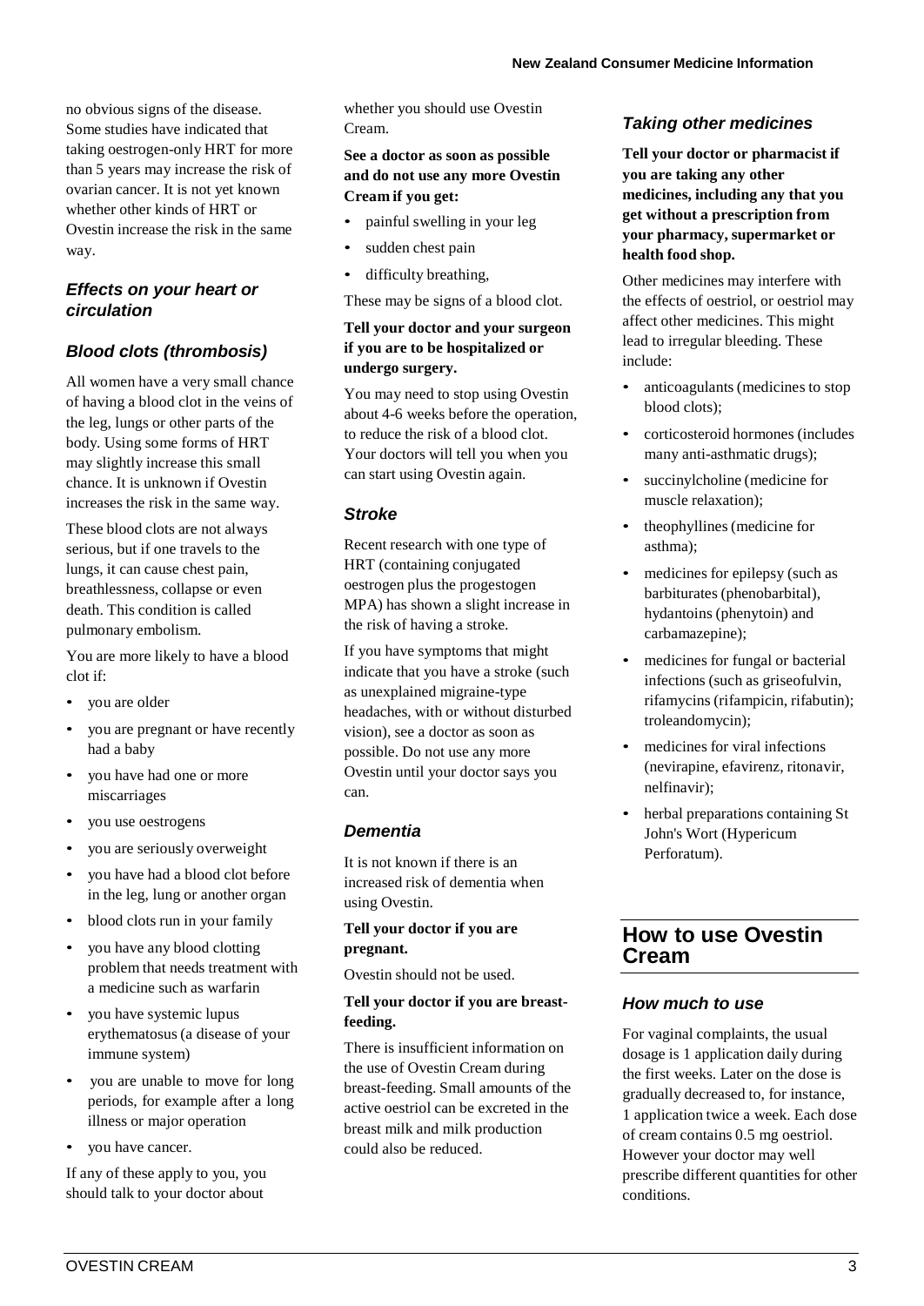no obvious signs of the disease. Some studies have indicated that taking oestrogen-only HRT for more than 5 years may increase the risk of ovarian cancer. It is not yet known whether other kinds of HRT or Ovestin increase the risk in the same way.

### *Effects on your heart or circulation*

### *Blood clots (thrombosis)*

All women have a very small chance of having a blood clot in the veins of the leg, lungs or other parts of the body. Using some forms of HRT may slightly increase this small chance. It is unknown if Ovestin increases the risk in the same way.

These blood clots are not always serious, but if one travels to the lungs, it can cause chest pain, breathlessness, collapse or even death. This condition is called pulmonary embolism.

You are more likely to have a blood clot if:

- you are older
- you are pregnant or have recently had a baby
- you have had one or more miscarriages
- you use oestrogens
- you are seriously overweight
- you have had a blood clot before in the leg, lung or another organ
- blood clots run in your family
- you have any blood clotting problem that needs treatment with a medicine such as warfarin
- you have systemic lupus erythematosus (a disease of your immune system)
- you are unable to move for long periods, for example after a long illness or major operation
- you have cancer.

If any of these apply to you, you should talk to your doctor about whether you should use Ovestin Cream.

**See a doctor as soon as possible and do not use any more Ovestin Cream if you get:**

- painful swelling in your leg
- sudden chest pain
- difficulty breathing,

These may be signs of a blood clot.

**Tell your doctor and your surgeon if you are to be hospitalized or undergo surgery.**

You may need to stop using Ovestin about 4-6 weeks before the operation, to reduce the risk of a blood clot. Your doctors will tell you when you can start using Ovestin again.

### *Stroke*

Recent research with one type of HRT (containing conjugated oestrogen plus the progestogen MPA) has shown a slight increase in the risk of having a stroke.

If you have symptoms that might indicate that you have a stroke (such as unexplained migraine-type headaches, with or without disturbed vision), see a doctor as soon as possible. Do not use any more Ovestin until your doctor says you can.

### *Dementia*

It is not known if there is an increased risk of dementia when using Ovestin.

**Tell your doctor if you are pregnant.**

Ovestin should not be used.

**Tell your doctor if you are breast-feeding.**

There is insufficient information on the use of Ovestin Cream during breast-feeding. Small amounts of the active oestriol can be excreted in the breast milk and milk production could also be reduced.

### *Taking other medicines*

**Tell your doctor or pharmacist if you are taking any other medicines, including any that you get without a prescription from your pharmacy, supermarket or health food shop.**

Other medicines may interfere with the effects of oestriol, or oestriol may affect other medicines. This might lead to irregular bleeding. These include:

- anticoagulants (medicines to stop blood clots);
- corticosteroid hormones (includes many anti-asthmatic drugs);
- succinylcholine (medicine for muscle relaxation);
- theophyllines (medicine for asthma);
- medicines for epilepsy (such as barbiturates (phenobarbital), hydantoins (phenytoin) and carbamazepine);
- medicines for fungal or bacterial infections (such as griseofulvin, rifamycins (rifampicin, rifabutin); troleandomycin);
- medicines for viral infections (nevirapine, efavirenz, ritonavir, nelfinavir);
- herbal preparations containing St John's Wort (Hypericum Perforatum).

## How to use Ovestin Cream

### *How much to use*

For vaginal complaints, the usual dosage is 1 application daily during the first weeks. Later on the dose is gradually decreased to, for instance, 1 application twice a week. Each dose of cream contains 0.5 mg oestriol. However your doctor may well prescribe different quantities for other conditions.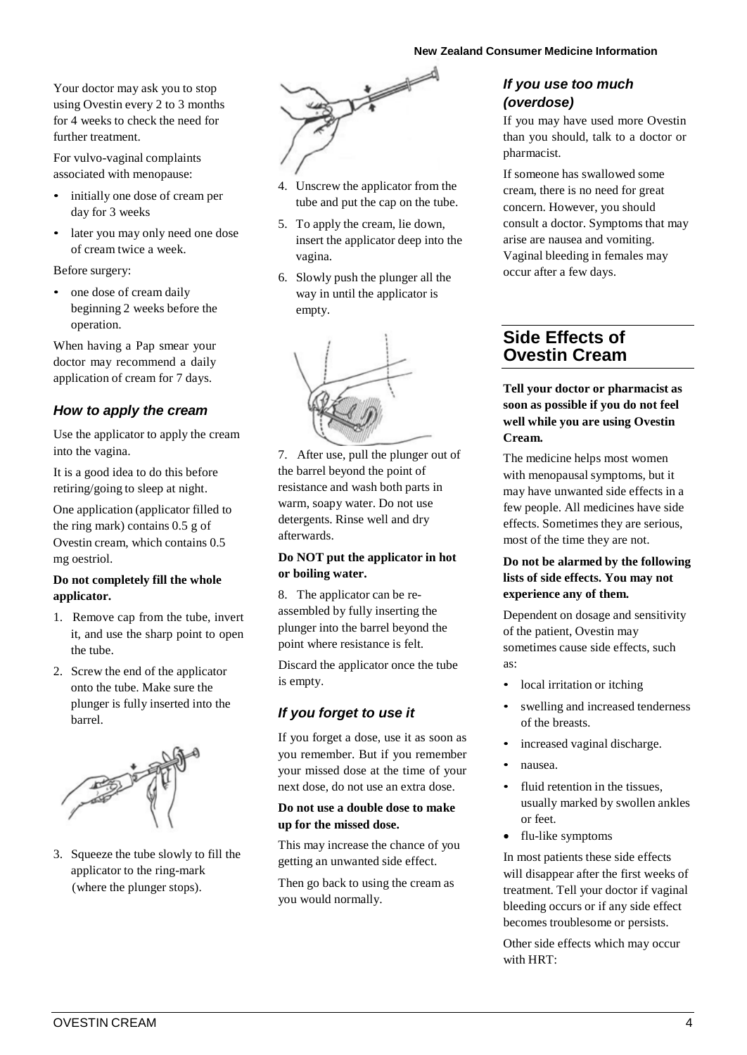Your doctor may ask you to stop using Ovestin every 2 to 3 months for 4 weeks to check the need for further treatment.

For vulvo-vaginal complaints associated with menopause:

- initially one dose of cream per day for 3 weeks
- later you may only need one dose of cream twice a week.

Before surgery:

- one dose of cream daily beginning 2 weeks before the operation.

When having a Pap smear your doctor may recommend a daily application of cream for 7 days.

### *How to apply the cream*

Use the applicator to apply the cream into the vagina.

It is a good idea to do this before retiring/going to sleep at night.

One application (applicator filled to the ring mark) contains 0.5 g of Ovestin cream, which contains 0.5 mg oestriol.

**Do not completely fill the whole applicator.**

1. Remove cap from the tube, invert it, and use the sharp point to open the tube.
2. Screw the end of the applicator onto the tube. Make sure the plunger is fully inserted into the barrel.
3. Squeeze the tube slowly to fill the applicator to the ring-mark (where the plunger stops).
4. Unscrew the applicator from the tube and put the cap on the tube.
5. To apply the cream, lie down, insert the applicator deep into the vagina.
6. Slowly push the plunger all the way in until the applicator is empty.
7. After use, pull the plunger out of the barrel beyond the point of resistance and wash both parts in warm, soapy water. Do not use detergents. Rinse well and dry afterwards.

**Do NOT put the applicator in hot or boiling water.**

8. The applicator can be re-assembled by fully inserting the plunger into the barrel beyond the point where resistance is felt.

Discard the applicator once the tube is empty.

### *If you forget to use it*

If you forget a dose, use it as soon as you remember. But if you remember your missed dose at the time of your next dose, do not use an extra dose.

**Do not use a double dose to make up for the missed dose.**

This may increase the chance of you getting an unwanted side effect.

Then go back to using the cream as you would normally.

### *If you use too much (overdose)*

If you may have used more Ovestin than you should, talk to a doctor or pharmacist.

If someone has swallowed some cream, there is no need for great concern. However, you should consult a doctor. Symptoms that may arise are nausea and vomiting. Vaginal bleeding in females may occur after a few days.

## Side Effects of Ovestin Cream

**Tell your doctor or pharmacist as soon as possible if you do not feel well while you are using Ovestin Cream.**

The medicine helps most women with menopausal symptoms, but it may have unwanted side effects in a few people. All medicines have side effects. Sometimes they are serious, most of the time they are not.

**Do not be alarmed by the following lists of side effects. You may not experience any of them.**

Dependent on dosage and sensitivity of the patient, Ovestin may sometimes cause side effects, such as:

- local irritation or itching
- swelling and increased tenderness of the breasts.
- increased vaginal discharge.
- nausea.
- fluid retention in the tissues, usually marked by swollen ankles or feet.
- flu-like symptoms

In most patients these side effects will disappear after the first weeks of treatment. Tell your doctor if vaginal bleeding occurs or if any side effect becomes troublesome or persists.

Other side effects which may occur with HRT: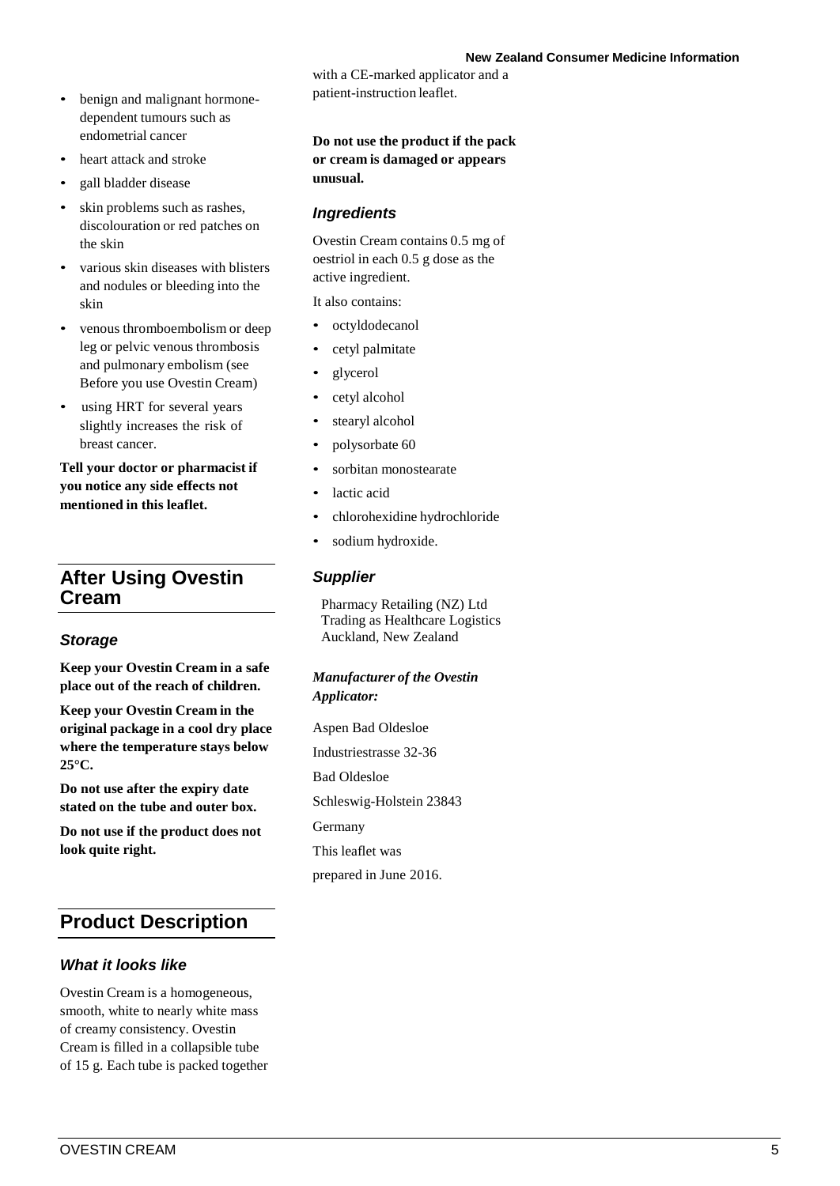- benign and malignant hormone-dependent tumours such as endometrial cancer
- heart attack and stroke
- gall bladder disease
- skin problems such as rashes, discolouration or red patches on the skin
- various skin diseases with blisters and nodules or bleeding into the skin
- venous thromboembolism or deep leg or pelvic venous thrombosis and pulmonary embolism (see Before you use Ovestin Cream)
- using HRT for several years slightly increases the risk of breast cancer.

**Tell your doctor or pharmacist if you notice any side effects not mentioned in this leaflet.**

## After Using Ovestin Cream

### Storage

**Keep your Ovestin Cream in a safe place out of the reach of children.**

**Keep your Ovestin Cream in the original package in a cool dry place where the temperature stays below 25°C.**

**Do not use after the expiry date stated on the tube and outer box.**

**Do not use if the product does not look quite right.**

## Product Description

### What it looks like

Ovestin Cream is a homogeneous, smooth, white to nearly white mass of creamy consistency. Ovestin Cream is filled in a collapsible tube of 15 g. Each tube is packed together with a CE-marked applicator and a patient-instruction leaflet.

**Do not use the product if the pack or cream is damaged or appears unusual.**

### Ingredients

Ovestin Cream contains 0.5 mg of oestriol in each 0.5 g dose as the active ingredient.

It also contains:

- octyldodecanol
- cetyl palmitate
- glycerol
- cetyl alcohol
- stearyl alcohol
- polysorbate 60
- sorbitan monostearate
- lactic acid
- chlorohexidine hydrochloride
- sodium hydroxide.

### Supplier

Pharmacy Retailing (NZ) Ltd
Trading as Healthcare Logistics
Auckland, New Zealand

***Manufacturer of the Ovestin Applicator:***

Aspen Bad Oldesloe

Industriestrasse 32-36

Bad Oldesloe

Schleswig-Holstein 23843

Germany

This leaflet was

prepared in June 2016.